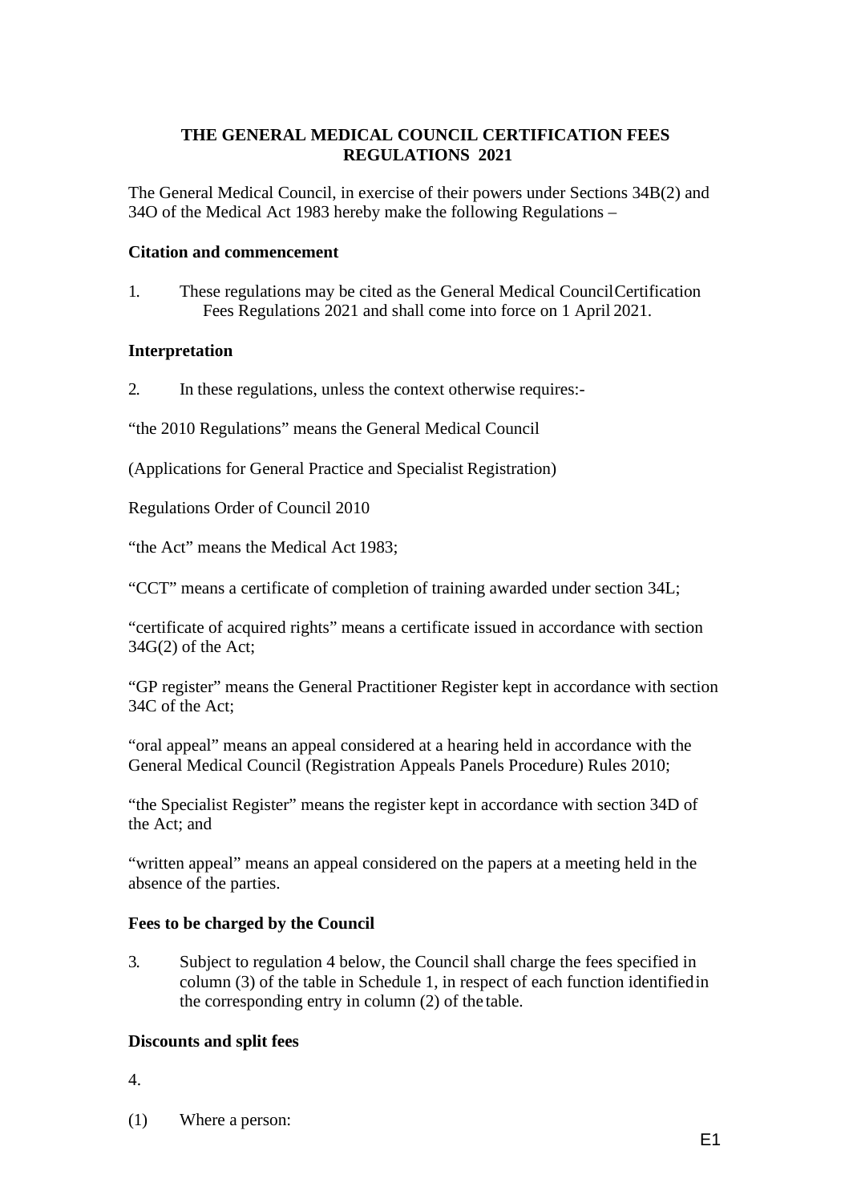# THE GENERAL MEDICAL COUNCIL CERTIFICATION FEES REGULATIONS 2021

The General Medical Council, in exercise of their powers under Sections 34B(2) and 34O of the Medical Act 1983 hereby make the following Regulations –

### Citation and commencement

1. These regulations may be cited as the General Medical Council Certification Fees Regulations 2021 and shall come into force on 1 April 2021.

### Interpretation

2. In these regulations, unless the context otherwise requires:-

"the 2010 Regulations" means the General Medical Council

(Applications for General Practice and Specialist Registration)

Regulations Order of Council 2010

"the Act" means the Medical Act 1983;

"CCT" means a certificate of completion of training awarded under section 34L;

"certificate of acquired rights" means a certificate issued in accordance with section 34G(2) of the Act;

"GP register" means the General Practitioner Register kept in accordance with section 34C of the Act;

"oral appeal" means an appeal considered at a hearing held in accordance with the General Medical Council (Registration Appeals Panels Procedure) Rules 2010;

"the Specialist Register" means the register kept in accordance with section 34D of the Act; and

"written appeal" means an appeal considered on the papers at a meeting held in the absence of the parties.

### Fees to be charged by the Council

3. Subject to regulation 4 below, the Council shall charge the fees specified in column (3) of the table in Schedule 1, in respect of each function identified in the corresponding entry in column (2) of the table.

### Discounts and split fees

4.

(1) Where a person: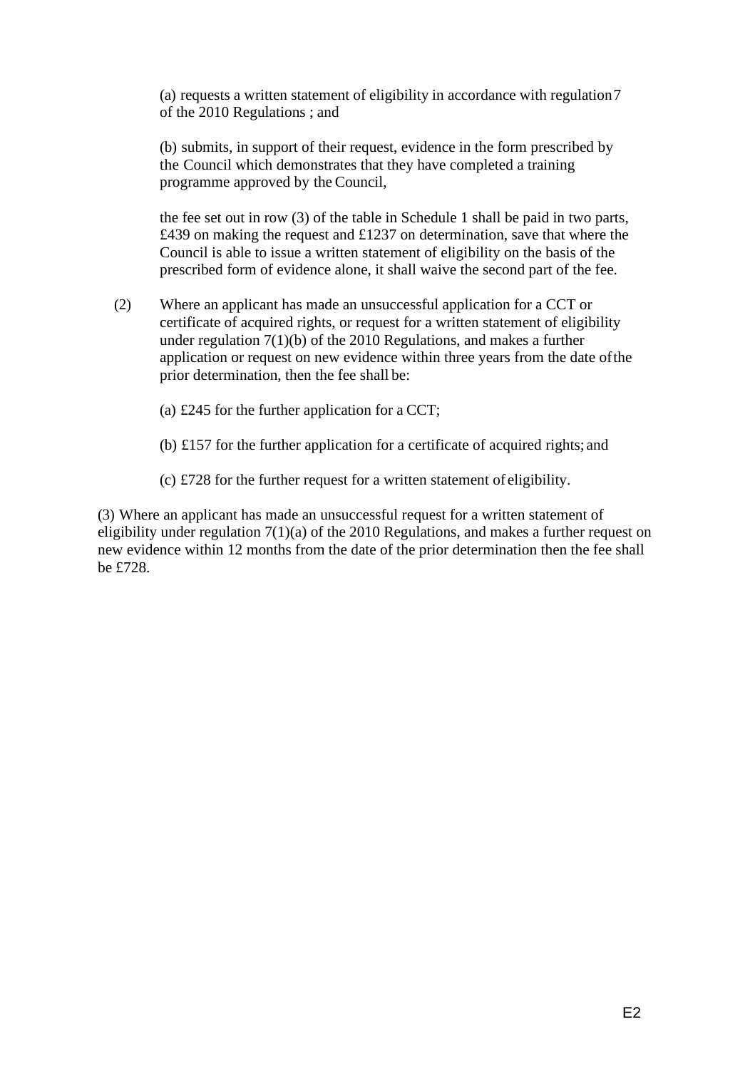(a) requests a written statement of eligibility in accordance with regulation 7 of the 2010 Regulations ; and

(b) submits, in support of their request, evidence in the form prescribed by the Council which demonstrates that they have completed a training programme approved by the Council,

the fee set out in row (3) of the table in Schedule 1 shall be paid in two parts, £439 on making the request and £1237 on determination, save that where the Council is able to issue a written statement of eligibility on the basis of the prescribed form of evidence alone, it shall waive the second part of the fee.

(2) Where an applicant has made an unsuccessful application for a CCT or certificate of acquired rights, or request for a written statement of eligibility under regulation 7(1)(b) of the 2010 Regulations, and makes a further application or request on new evidence within three years from the date of the prior determination, then the fee shall be:

(a) £245 for the further application for a CCT;

(b) £157 for the further application for a certificate of acquired rights; and

(c) £728 for the further request for a written statement of eligibility.

(3) Where an applicant has made an unsuccessful request for a written statement of eligibility under regulation 7(1)(a) of the 2010 Regulations, and makes a further request on new evidence within 12 months from the date of the prior determination then the fee shall be £728.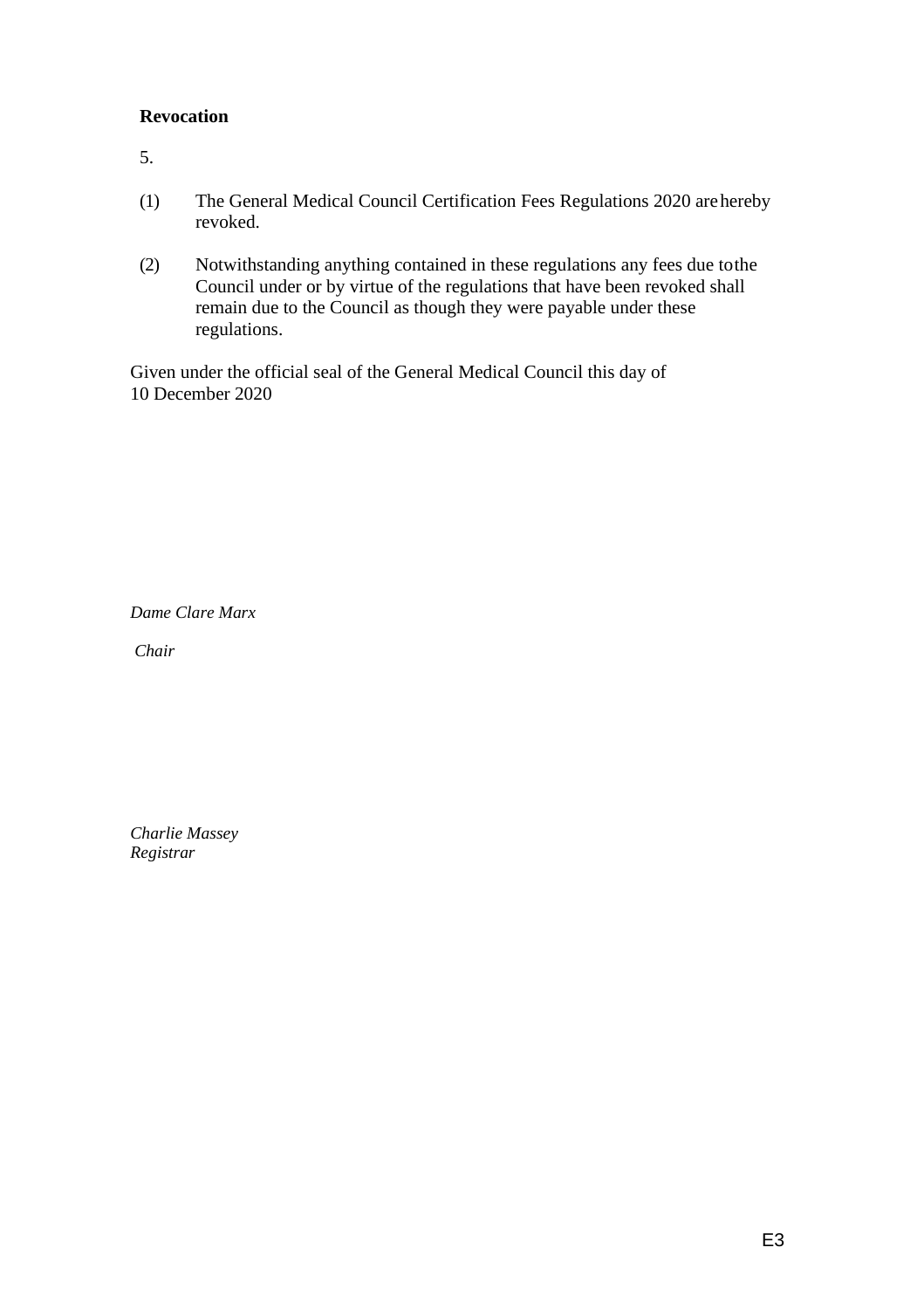**Revocation**

5.

(1) The General Medical Council Certification Fees Regulations 2020 are hereby revoked.

(2) Notwithstanding anything contained in these regulations any fees due to the Council under or by virtue of the regulations that have been revoked shall remain due to the Council as though they were payable under these regulations.

Given under the official seal of the General Medical Council this day of 10 December 2020

*Dame Clare Marx*

*Chair*

*Charlie Massey*
*Registrar*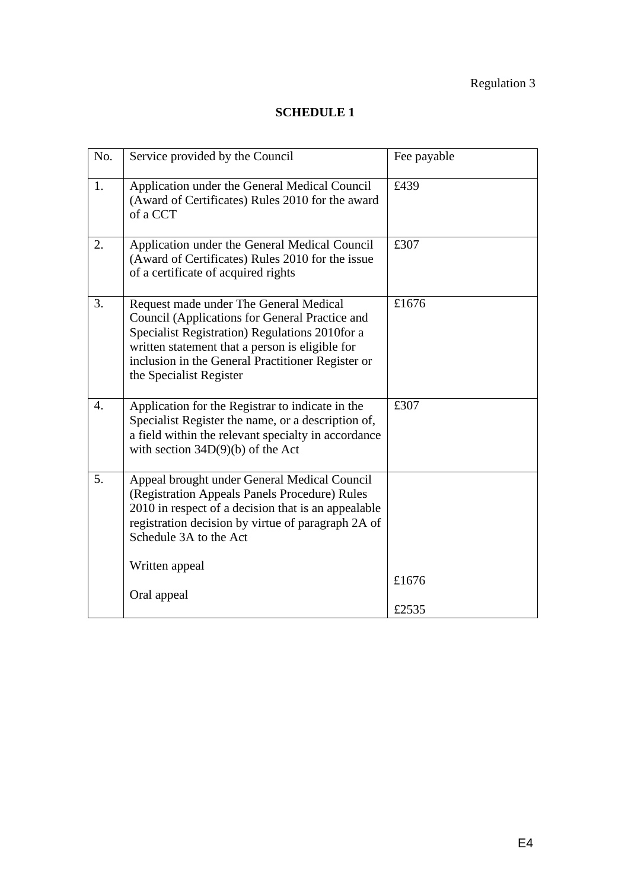Regulation 3

**SCHEDULE 1**

| No. | Service provided by the Council | Fee payable |
|---|---|---|
| 1. | Application under the General Medical Council (Award of Certificates) Rules 2010 for the award of a CCT | £439 |
| 2. | Application under the General Medical Council (Award of Certificates) Rules 2010 for the issue of a certificate of acquired rights | £307 |
| 3. | Request made under The General Medical Council (Applications for General Practice and Specialist Registration) Regulations 2010for a written statement that a person is eligible for inclusion in the General Practitioner Register or the Specialist Register | £1676 |
| 4. | Application for the Registrar to indicate in the Specialist Register the name, or a description of, a field within the relevant specialty in accordance with section 34D(9)(b) of the Act | £307 |
| 5. | Appeal brought under General Medical Council (Registration Appeals Panels Procedure) Rules 2010 in respect of a decision that is an appealable registration decision by virtue of paragraph 2A of Schedule 3A to the Act | |
| | Written appeal | £1676 |
| | Oral appeal | £2535 |